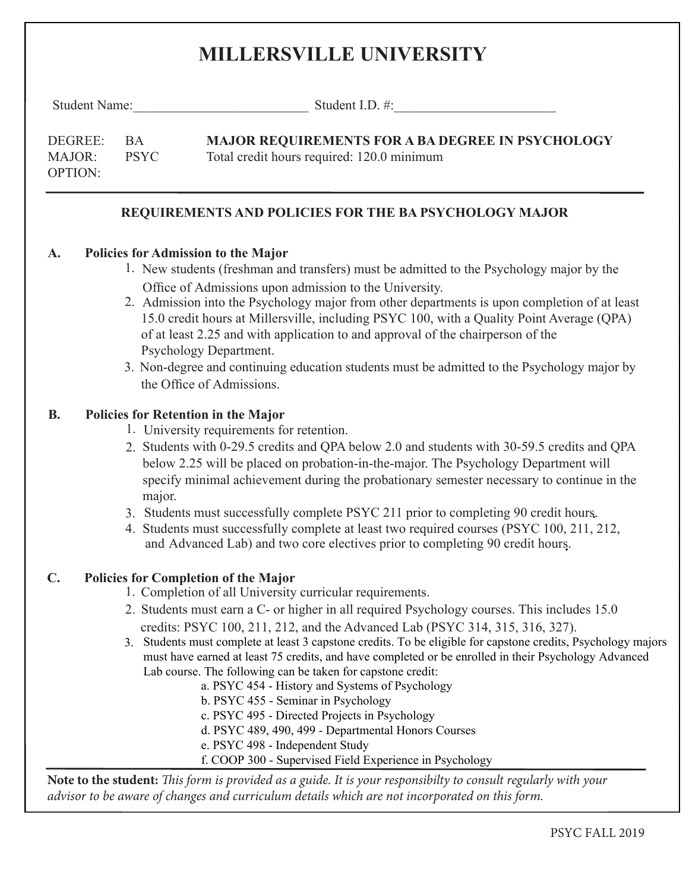# MILLERSVILLE UNIVERSITY

Student Name:_________________________ Student I.D. #:_______________________

DEGREE: BA
MAJOR: PSYC
OPTION:

**MAJOR REQUIREMENTS FOR A BA DEGREE IN PSYCHOLOGY**
Total credit hours required: 120.0 minimum

## REQUIREMENTS AND POLICIES FOR THE BA PSYCHOLOGY MAJOR

### A. Policies for Admission to the Major

1. New students (freshman and transfers) must be admitted to the Psychology major by the Office of Admissions upon admission to the University.
2. Admission into the Psychology major from other departments is upon completion of at least 15.0 credit hours at Millersville, including PSYC 100, with a Quality Point Average (QPA) of at least 2.25 and with application to and approval of the chairperson of the Psychology Department.
3. Non-degree and continuing education students must be admitted to the Psychology major by the Office of Admissions.

### B. Policies for Retention in the Major

1. University requirements for retention.
2. Students with 0-29.5 credits and QPA below 2.0 and students with 30-59.5 credits and QPA below 2.25 will be placed on probation-in-the-major. The Psychology Department will specify minimal achievement during the probationary semester necessary to continue in the major.
3. Students must successfully complete PSYC 211 prior to completing 90 credit hours.
4. Students must successfully complete at least two required courses (PSYC 100, 211, 212, and Advanced Lab) and two core electives prior to completing 90 credit hours.

### C. Policies for Completion of the Major

1. Completion of all University curricular requirements.
2. Students must earn a C- or higher in all required Psychology courses. This includes 15.0 credits: PSYC 100, 211, 212, and the Advanced Lab (PSYC 314, 315, 316, 327).
3. Students must complete at least 3 capstone credits. To be eligible for capstone credits, Psychology majors must have earned at least 75 credits, and have completed or be enrolled in their Psychology Advanced Lab course. The following can be taken for capstone credit:
   a. PSYC 454 - History and Systems of Psychology
   b. PSYC 455 - Seminar in Psychology
   c. PSYC 495 - Directed Projects in Psychology
   d. PSYC 489, 490, 499 - Departmental Honors Courses
   e. PSYC 498 - Independent Study
   f. COOP 300 - Supervised Field Experience in Psychology

**Note to the student:** *This form is provided as a guide. It is your responsibilty to consult regularly with your advisor to be aware of changes and curriculum details which are not incorporated on this form.*

PSYC FALL 2019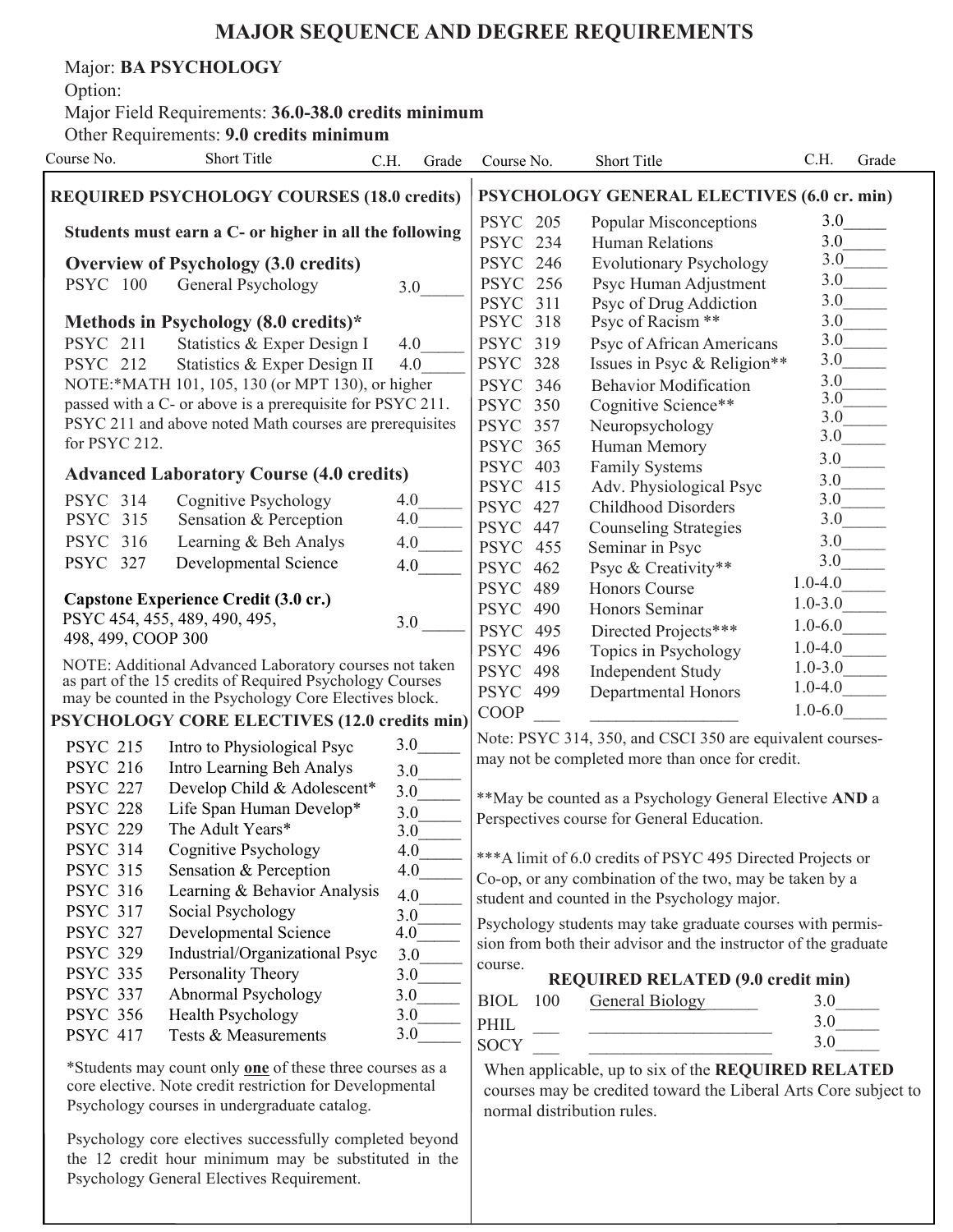# MAJOR SEQUENCE AND DEGREE REQUIREMENTS

Major: **BA PSYCHOLOGY**

Option:

Major Field Requirements: **36.0-38.0 credits minimum**

Other Requirements: **9.0 credits minimum**

## REQUIRED PSYCHOLOGY COURSES (18.0 credits)

**Students must earn a C- or higher in all the following**

### Overview of Psychology (3.0 credits)

| Course No. | Short Title | C.H. | Grade |
|---|---|---|---|
| PSYC 100 | General Psychology | 3.0 | _____ |

### Methods in Psychology (8.0 credits)*

| Course No. | Short Title | C.H. | Grade |
|---|---|---|---|
| PSYC 211 | Statistics & Exper Design I | 4.0 | _____ |
| PSYC 212 | Statistics & Exper Design II | 4.0 | _____ |

NOTE:*MATH 101, 105, 130 (or MPT 130), or higher passed with a C- or above is a prerequisite for PSYC 211. PSYC 211 and above noted Math courses are prerequisites for PSYC 212.

### Advanced Laboratory Course (4.0 credits)

| Course No. | Short Title | C.H. | Grade |
|---|---|---|---|
| PSYC 314 | Cognitive Psychology | 4.0 | _____ |
| PSYC 315 | Sensation & Perception | 4.0 | _____ |
| PSYC 316 | Learning & Beh Analys | 4.0 | _____ |
| PSYC 327 | Developmental Science | 4.0 | _____ |

### Capstone Experience Credit (3.0 cr.)

| Course No. | C.H. | Grade |
|---|---|---|
| PSYC 454, 455, 489, 490, 495, 498, 499, COOP 300 | 3.0 | _____ |

NOTE: Additional Advanced Laboratory courses not taken as part of the 15 credits of Required Psychology Courses may be counted in the Psychology Core Electives block.

## PSYCHOLOGY CORE ELECTIVES (12.0 credits min)

| Course No. | Short Title | C.H. | Grade |
|---|---|---|---|
| PSYC 215 | Intro to Physiological Psyc | 3.0 | _____ |
| PSYC 216 | Intro Learning Beh Analys | 3.0 | _____ |
| PSYC 227 | Develop Child & Adolescent* | 3.0 | _____ |
| PSYC 228 | Life Span Human Develop* | 3.0 | _____ |
| PSYC 229 | The Adult Years* | 3.0 | _____ |
| PSYC 314 | Cognitive Psychology | 4.0 | _____ |
| PSYC 315 | Sensation & Perception | 4.0 | _____ |
| PSYC 316 | Learning & Behavior Analysis | 4.0 | _____ |
| PSYC 317 | Social Psychology | 3.0 | _____ |
| PSYC 327 | Developmental Science | 4.0 | _____ |
| PSYC 329 | Industrial/Organizational Psyc | 3.0 | _____ |
| PSYC 335 | Personality Theory | 3.0 | _____ |
| PSYC 337 | Abnormal Psychology | 3.0 | _____ |
| PSYC 356 | Health Psychology | 3.0 | _____ |
| PSYC 417 | Tests & Measurements | 3.0 | _____ |

*Students may count only **one** of these three courses as a core elective. Note credit restriction for Developmental Psychology courses in undergraduate catalog.

Psychology core electives successfully completed beyond the 12 credit hour minimum may be substituted in the Psychology General Electives Requirement.

## PSYCHOLOGY GENERAL ELECTIVES (6.0 cr. min)

| Course No. | Short Title | C.H. | Grade |
|---|---|---|---|
| PSYC 205 | Popular Misconceptions | 3.0 | _____ |
| PSYC 234 | Human Relations | 3.0 | _____ |
| PSYC 246 | Evolutionary Psychology | 3.0 | _____ |
| PSYC 256 | Psyc Human Adjustment | 3.0 | _____ |
| PSYC 311 | Psyc of Drug Addiction | 3.0 | _____ |
| PSYC 318 | Psyc of Racism ** | 3.0 | _____ |
| PSYC 319 | Psyc of African Americans | 3.0 | _____ |
| PSYC 328 | Issues in Psyc & Religion** | 3.0 | _____ |
| PSYC 346 | Behavior Modification | 3.0 | _____ |
| PSYC 350 | Cognitive Science** | 3.0 | _____ |
| PSYC 357 | Neuropsychology | 3.0 | _____ |
| PSYC 365 | Human Memory | 3.0 | _____ |
| PSYC 403 | Family Systems | 3.0 | _____ |
| PSYC 415 | Adv. Physiological Psyc | 3.0 | _____ |
| PSYC 427 | Childhood Disorders | 3.0 | _____ |
| PSYC 447 | Counseling Strategies | 3.0 | _____ |
| PSYC 455 | Seminar in Psyc | 3.0 | _____ |
| PSYC 462 | Psyc & Creativity** | 3.0 | _____ |
| PSYC 489 | Honors Course | 1.0-4.0 | _____ |
| PSYC 490 | Honors Seminar | 1.0-3.0 | _____ |
| PSYC 495 | Directed Projects*** | 1.0-6.0 | _____ |
| PSYC 496 | Topics in Psychology | 1.0-4.0 | _____ |
| PSYC 498 | Independent Study | 1.0-3.0 | _____ |
| PSYC 499 | Departmental Honors | 1.0-4.0 | _____ |
| COOP ___ | _________________ | 1.0-6.0 | _____ |

Note: PSYC 314, 350, and CSCI 350 are equivalent courses-may not be completed more than once for credit.

**May be counted as a Psychology General Elective **AND** a Perspectives course for General Education.

***A limit of 6.0 credits of PSYC 495 Directed Projects or Co-op, or any combination of the two, may be taken by a student and counted in the Psychology major.

Psychology students may take graduate courses with permission from both their advisor and the instructor of the graduate course.

## REQUIRED RELATED (9.0 credit min)

| Course No. | Short Title | C.H. | Grade |
|---|---|---|---|
| BIOL 100 | General Biology | 3.0 | _____ |
| PHIL ___ | _____________________ | 3.0 | _____ |
| SOCY ___ | _____________________ | 3.0 | _____ |

When applicable, up to six of the **REQUIRED RELATED** courses may be credited toward the Liberal Arts Core subject to normal distribution rules.